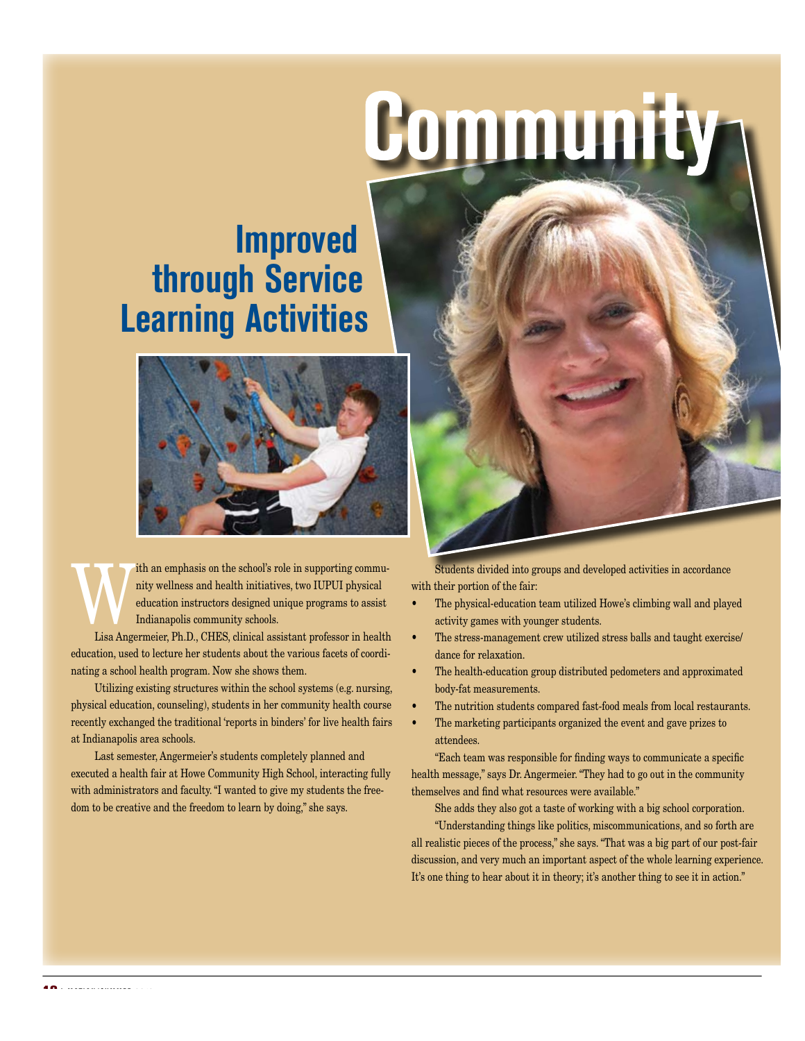# Community Improved through Service Learning Activities

With an emphasis on the school's role in supporting community wellness and health initiatives, two IUPUI physical education instructors designed unique programs to assist Indianapolis community schools.

Lisa Angermeier, Ph.D., CHES, clinical assistant professor in health education, used to lecture her students about the various facets of coordinating a school health program. Now she shows them.

Utilizing existing structures within the school systems (e.g. nursing, physical education, counseling), students in her community health course recently exchanged the traditional 'reports in binders' for live health fairs at Indianapolis area schools.

Last semester, Angermeier's students completely planned and executed a health fair at Howe Community High School, interacting fully with administrators and faculty. "I wanted to give my students the freedom to be creative and the freedom to learn by doing," she says.

Students divided into groups and developed activities in accordance with their portion of the fair:

- The physical-education team utilized Howe's climbing wall and played activity games with younger students.
- The stress-management crew utilized stress balls and taught exercise/dance for relaxation.
- The health-education group distributed pedometers and approximated body-fat measurements.
- The nutrition students compared fast-food meals from local restaurants.
- The marketing participants organized the event and gave prizes to attendees.

"Each team was responsible for finding ways to communicate a specific health message," says Dr. Angermeier. "They had to go out in the community themselves and find what resources were available."

She adds they also got a taste of working with a big school corporation.

"Understanding things like politics, miscommunications, and so forth are all realistic pieces of the process," she says. "That was a big part of our post-fair discussion, and very much an important aspect of the whole learning experience. It's one thing to hear about it in theory; it's another thing to see it in action."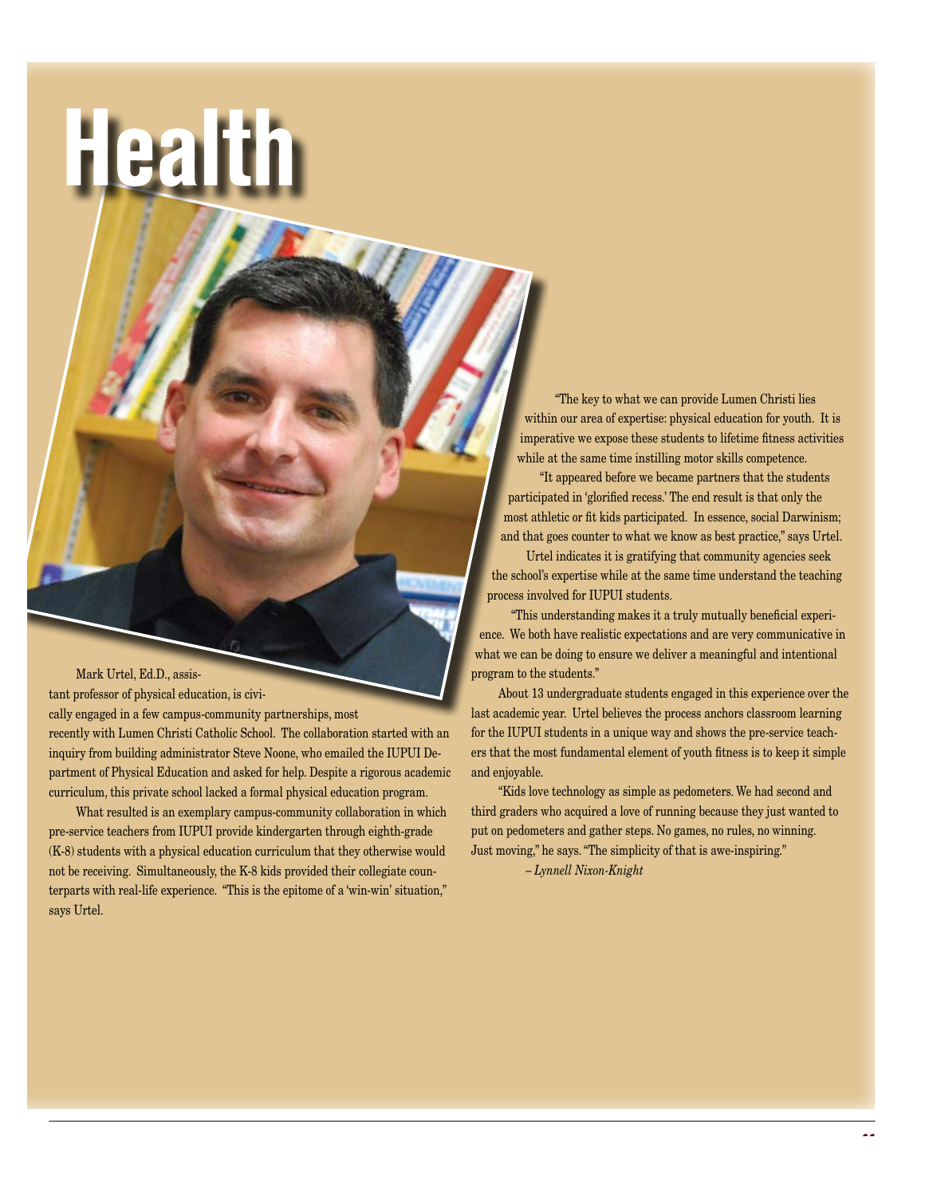# Health

Mark Urtel, Ed.D., assistant professor of physical education, is civically engaged in a few campus-community partnerships, most recently with Lumen Christi Catholic School. The collaboration started with an inquiry from building administrator Steve Noone, who emailed the IUPUI Department of Physical Education and asked for help. Despite a rigorous academic curriculum, this private school lacked a formal physical education program.

What resulted is an exemplary campus-community collaboration in which pre-service teachers from IUPUI provide kindergarten through eighth-grade (K-8) students with a physical education curriculum that they otherwise would not be receiving. Simultaneously, the K-8 kids provided their collegiate counterparts with real-life experience. "This is the epitome of a 'win-win' situation," says Urtel.

"The key to what we can provide Lumen Christi lies within our area of expertise: physical education for youth. It is imperative we expose these students to lifetime fitness activities while at the same time instilling motor skills competence.

"It appeared before we became partners that the students participated in 'glorified recess.' The end result is that only the most athletic or fit kids participated. In essence, social Darwinism; and that goes counter to what we know as best practice," says Urtel.

Urtel indicates it is gratifying that community agencies seek the school's expertise while at the same time understand the teaching process involved for IUPUI students.

"This understanding makes it a truly mutually beneficial experience. We both have realistic expectations and are very communicative in what we can be doing to ensure we deliver a meaningful and intentional program to the students."

About 13 undergraduate students engaged in this experience over the last academic year. Urtel believes the process anchors classroom learning for the IUPUI students in a unique way and shows the pre-service teachers that the most fundamental element of youth fitness is to keep it simple and enjoyable.

"Kids love technology as simple as pedometers. We had second and third graders who acquired a love of running because they just wanted to put on pedometers and gather steps. No games, no rules, no winning. Just moving," he says. "The simplicity of that is awe-inspiring."

*– Lynnell Nixon-Knight*